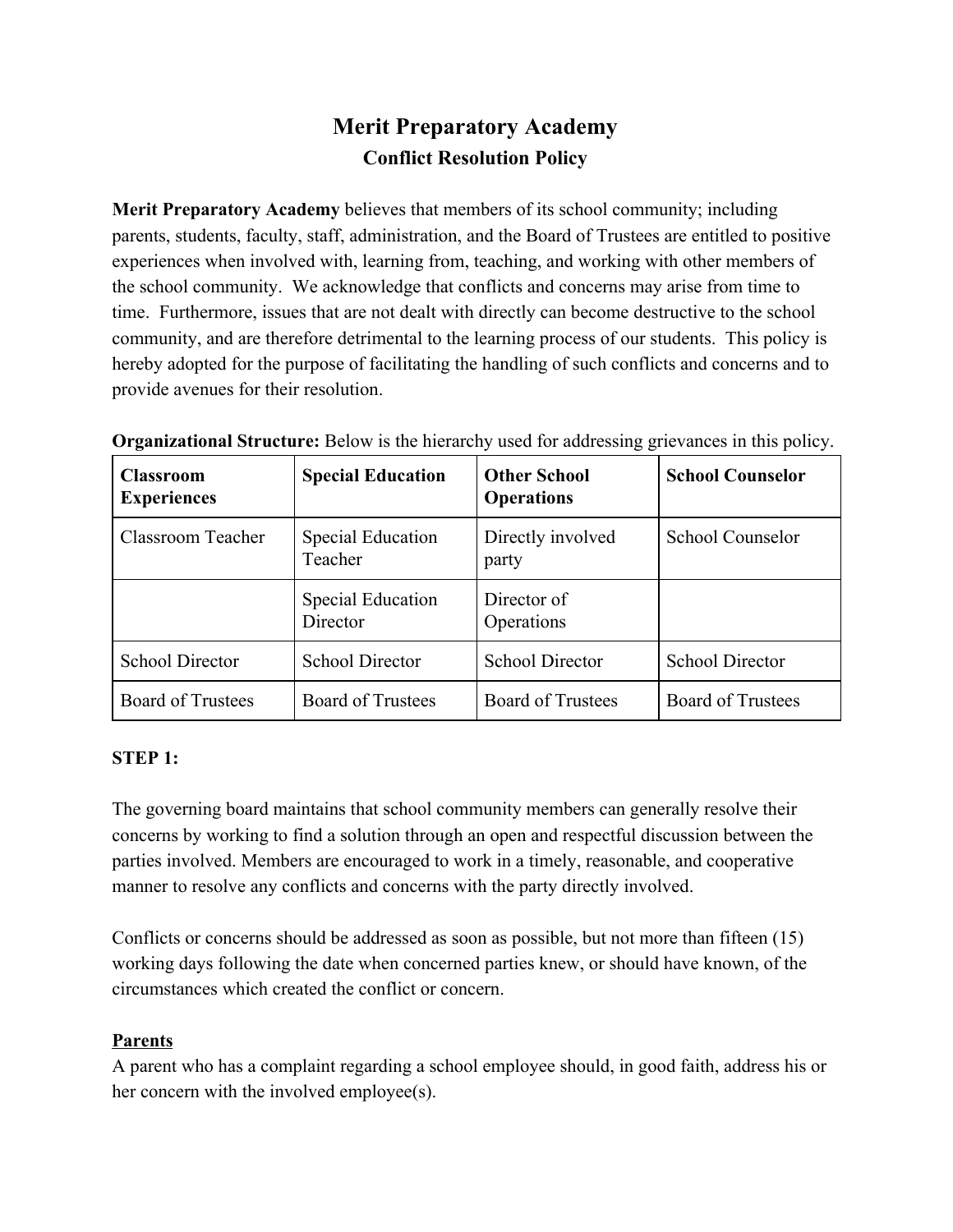# Merit Preparatory Academy

## Conflict Resolution Policy

**Merit Preparatory Academy** believes that members of its school community; including parents, students, faculty, staff, administration, and the Board of Trustees are entitled to positive experiences when involved with, learning from, teaching, and working with other members of the school community. We acknowledge that conflicts and concerns may arise from time to time. Furthermore, issues that are not dealt with directly can become destructive to the school community, and are therefore detrimental to the learning process of our students. This policy is hereby adopted for the purpose of facilitating the handling of such conflicts and concerns and to provide avenues for their resolution.

**Organizational Structure:** Below is the hierarchy used for addressing grievances in this policy.

| Classroom Experiences | Special Education | Other School Operations | School Counselor |
|---|---|---|---|
| Classroom Teacher | Special Education Teacher | Directly involved party | School Counselor |
| | Special Education Director | Director of Operations | |
| School Director | School Director | School Director | School Director |
| Board of Trustees | Board of Trustees | Board of Trustees | Board of Trustees |

**STEP 1:**

The governing board maintains that school community members can generally resolve their concerns by working to find a solution through an open and respectful discussion between the parties involved. Members are encouraged to work in a timely, reasonable, and cooperative manner to resolve any conflicts and concerns with the party directly involved.

Conflicts or concerns should be addressed as soon as possible, but not more than fifteen (15) working days following the date when concerned parties knew, or should have known, of the circumstances which created the conflict or concern.

**Parents**

A parent who has a complaint regarding a school employee should, in good faith, address his or her concern with the involved employee(s).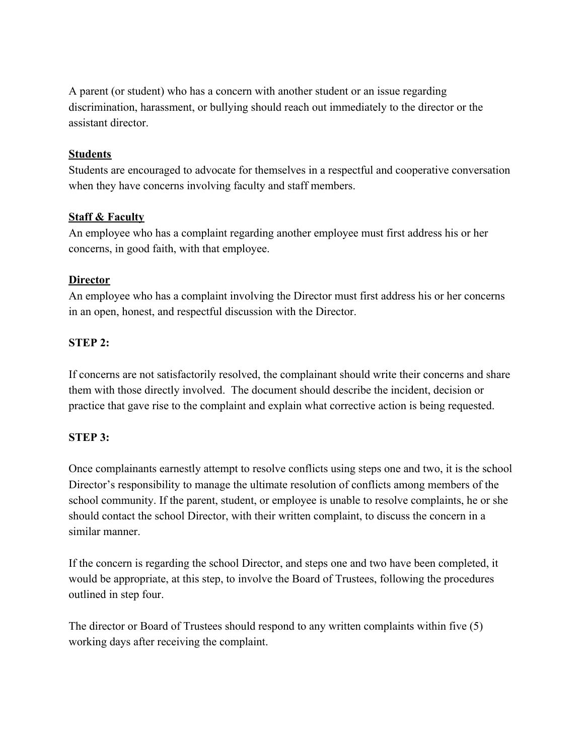A parent (or student) who has a concern with another student or an issue regarding discrimination, harassment, or bullying should reach out immediately to the director or the assistant director.

**Students**

Students are encouraged to advocate for themselves in a respectful and cooperative conversation when they have concerns involving faculty and staff members.

**Staff & Faculty**

An employee who has a complaint regarding another employee must first address his or her concerns, in good faith, with that employee.

**Director**

An employee who has a complaint involving the Director must first address his or her concerns in an open, honest, and respectful discussion with the Director.

**STEP 2:**

If concerns are not satisfactorily resolved, the complainant should write their concerns and share them with those directly involved. The document should describe the incident, decision or practice that gave rise to the complaint and explain what corrective action is being requested.

**STEP 3:**

Once complainants earnestly attempt to resolve conflicts using steps one and two, it is the school Director's responsibility to manage the ultimate resolution of conflicts among members of the school community. If the parent, student, or employee is unable to resolve complaints, he or she should contact the school Director, with their written complaint, to discuss the concern in a similar manner.

If the concern is regarding the school Director, and steps one and two have been completed, it would be appropriate, at this step, to involve the Board of Trustees, following the procedures outlined in step four.

The director or Board of Trustees should respond to any written complaints within five (5) working days after receiving the complaint.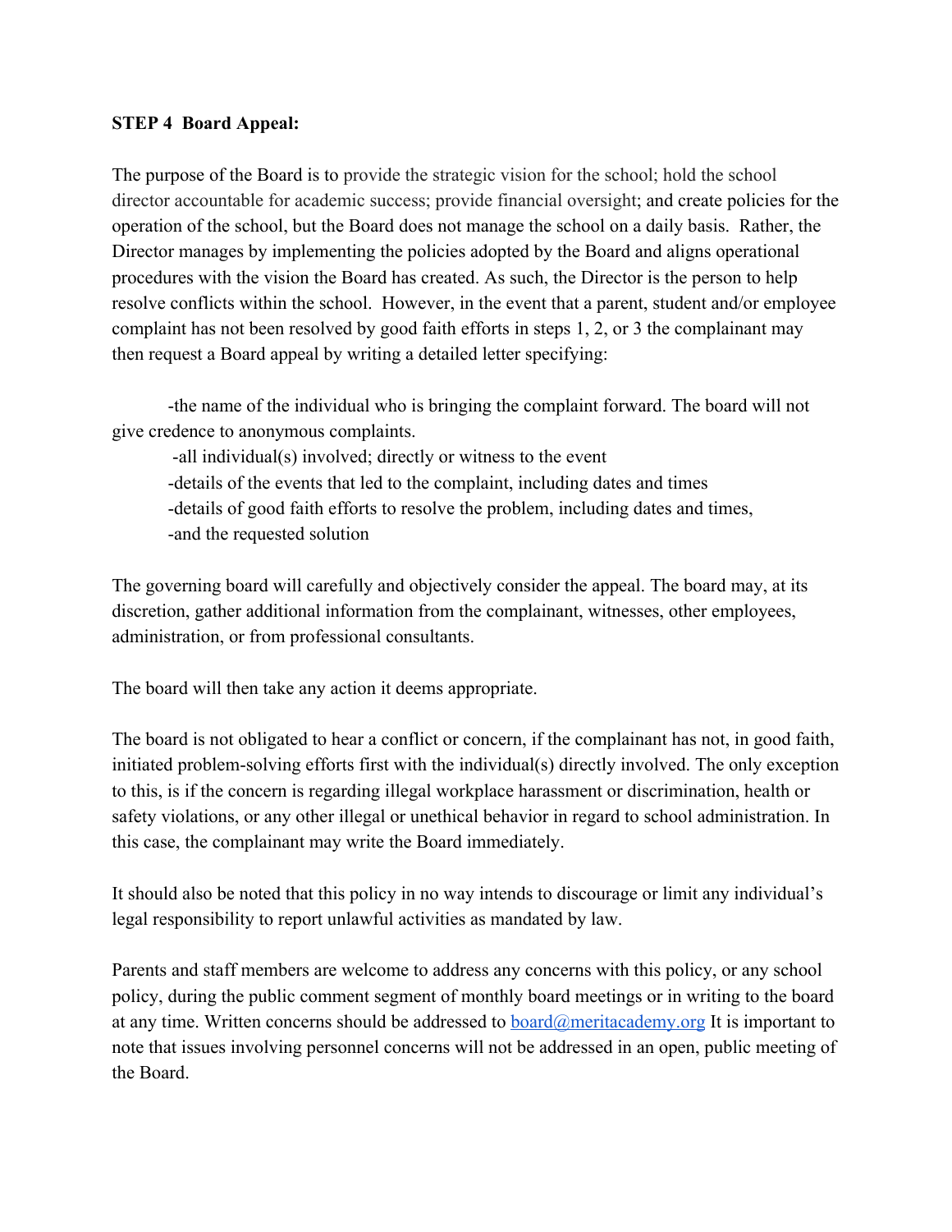**STEP 4 Board Appeal:**

The purpose of the Board is to provide the strategic vision for the school; hold the school director accountable for academic success; provide financial oversight; and create policies for the operation of the school, but the Board does not manage the school on a daily basis. Rather, the Director manages by implementing the policies adopted by the Board and aligns operational procedures with the vision the Board has created. As such, the Director is the person to help resolve conflicts within the school. However, in the event that a parent, student and/or employee complaint has not been resolved by good faith efforts in steps 1, 2, or 3 the complainant may then request a Board appeal by writing a detailed letter specifying:

- the name of the individual who is bringing the complaint forward. The board will not give credence to anonymous complaints.
- all individual(s) involved; directly or witness to the event
- details of the events that led to the complaint, including dates and times
- details of good faith efforts to resolve the problem, including dates and times,
- and the requested solution

The governing board will carefully and objectively consider the appeal. The board may, at its discretion, gather additional information from the complainant, witnesses, other employees, administration, or from professional consultants.

The board will then take any action it deems appropriate.

The board is not obligated to hear a conflict or concern, if the complainant has not, in good faith, initiated problem-solving efforts first with the individual(s) directly involved. The only exception to this, is if the concern is regarding illegal workplace harassment or discrimination, health or safety violations, or any other illegal or unethical behavior in regard to school administration. In this case, the complainant may write the Board immediately.

It should also be noted that this policy in no way intends to discourage or limit any individual's legal responsibility to report unlawful activities as mandated by law.

Parents and staff members are welcome to address any concerns with this policy, or any school policy, during the public comment segment of monthly board meetings or in writing to the board at any time. Written concerns should be addressed to board@meritacademy.org It is important to note that issues involving personnel concerns will not be addressed in an open, public meeting of the Board.